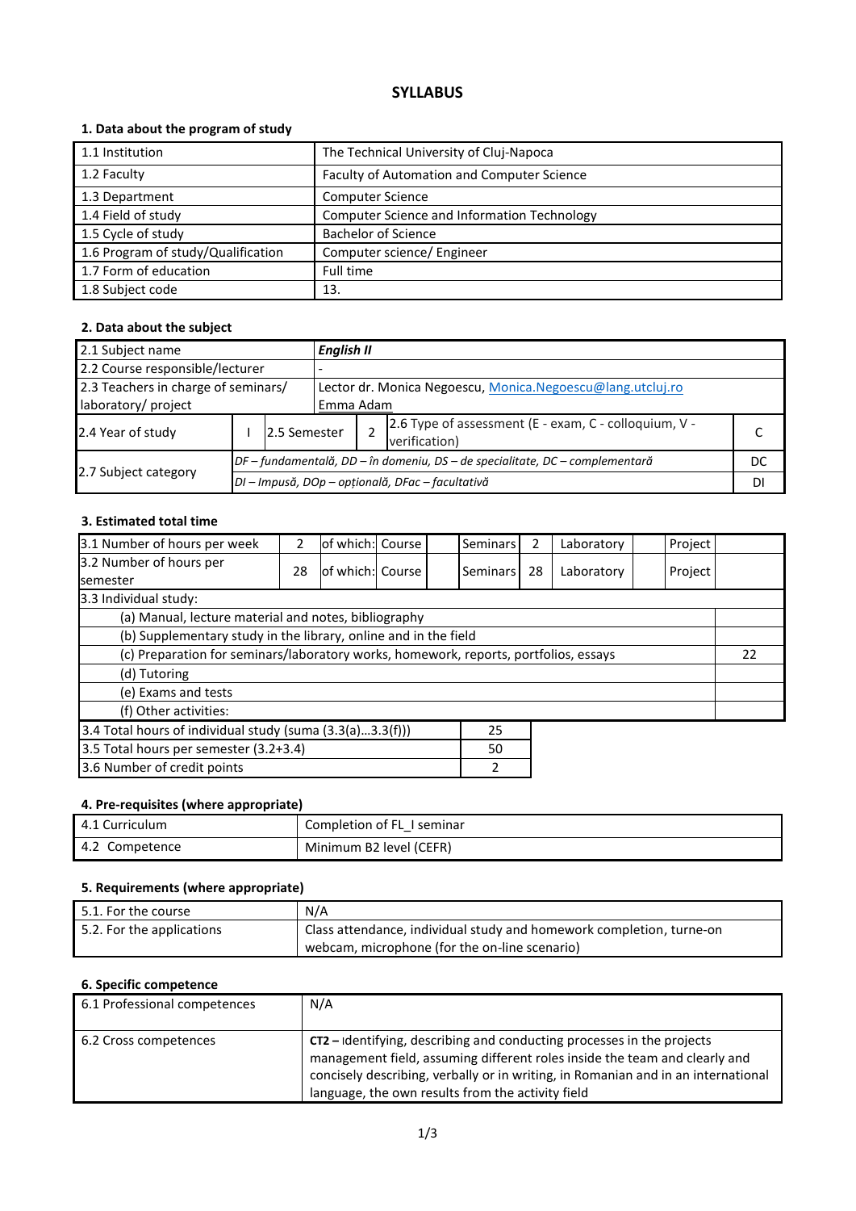# SYLLABUS

## 1. Data about the program of study

| | |
|---|---|
| 1.1 Institution | The Technical University of Cluj-Napoca |
| 1.2 Faculty | Faculty of Automation and Computer Science |
| 1.3 Department | Computer Science |
| 1.4 Field of study | Computer Science and Information Technology |
| 1.5 Cycle of study | Bachelor of Science |
| 1.6 Program of study/Qualification | Computer science/ Engineer |
| 1.7 Form of education | Full time |
| 1.8 Subject code | 13. |

## 2. Data about the subject

| | | | | | | |
|---|---|---|---|---|---|---|
| 2.1 Subject name | ***English II*** | | | | | |
| 2.2 Course responsible/lecturer | - | | | | | |
| 2.3 Teachers in charge of seminars/ laboratory/ project | Lector dr. Monica Negoescu, Monica.Negoescu@lang.utcluj.ro<br>Emma Adam | | | | | |
| 2.4 Year of study | I | 2.5 Semester | 2 | 2.6 Type of assessment (E - exam, C - colloquium, V - verification) | | C |
| 2.7 Subject category | *DF – fundamentală, DD – în domeniu, DS – de specialitate, DC – complementară* | | | | | DC |
| | *DI – Impusă, DOp – opțională, DFac – facultativă* | | | | | DI |

## 3. Estimated total time

| | | | | | | | | | |
|---|---|---|---|---|---|---|---|---|---|
| 3.1 Number of hours per week | 2 | of which: Course | | Seminars | 2 | Laboratory | | Project | |
| 3.2 Number of hours per semester | 28 | of which: Course | | Seminars | 28 | Laboratory | | Project | |
| 3.3 Individual study: | | | | | | | | | |
| (a) Manual, lecture material and notes, bibliography | | | | | | | | | |
| (b) Supplementary study in the library, online and in the field | | | | | | | | | |
| (c) Preparation for seminars/laboratory works, homework, reports, portfolios, essays | | | | | | | | | 22 |
| (d) Tutoring | | | | | | | | | |
| (e) Exams and tests | | | | | | | | | |
| (f) Other activities: | | | | | | | | | |

| | |
|---|---|
| 3.4 Total hours of individual study (suma (3.3(a)...3.3(f))) | 25 |
| 3.5 Total hours per semester (3.2+3.4) | 50 |
| 3.6 Number of credit points | 2 |

## 4. Pre-requisites (where appropriate)

| | |
|---|---|
| 4.1 Curriculum | Completion of FL_I seminar |
| 4.2 Competence | Minimum B2 level (CEFR) |

## 5. Requirements (where appropriate)

| | |
|---|---|
| 5.1. For the course | N/A |
| 5.2. For the applications | Class attendance, individual study and homework completion, turne-on webcam, microphone (for the on-line scenario) |

## 6. Specific competence

| | |
|---|---|
| 6.1 Professional competences | N/A |
| 6.2 Cross competences | **CT2 –** Identifying, describing and conducting processes in the projects management field, assuming different roles inside the team and clearly and concisely describing, verbally or in writing, in Romanian and in an international language, the own results from the activity field |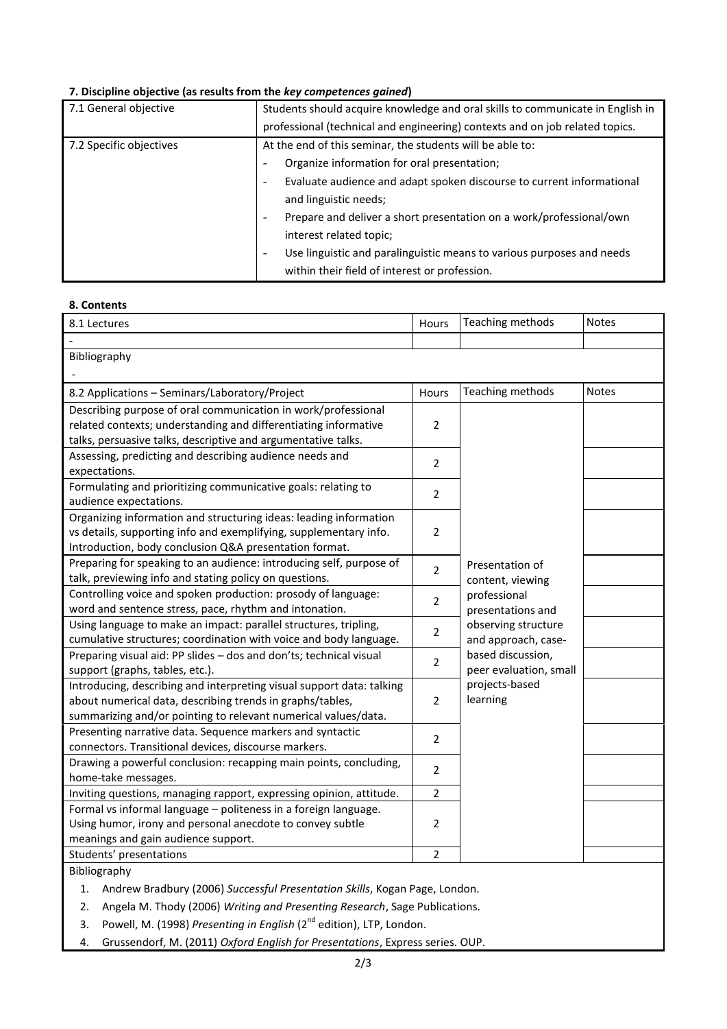## 7. Discipline objective (as results from the *key competences gained*)

| | |
|---|---|
| 7.1 General objective | Students should acquire knowledge and oral skills to communicate in English in professional (technical and engineering) contexts and on job related topics. |
| 7.2 Specific objectives | At the end of this seminar, the students will be able to:<br>- Organize information for oral presentation;<br>- Evaluate audience and adapt spoken discourse to current informational and linguistic needs;<br>- Prepare and deliver a short presentation on a work/professional/own interest related topic;<br>- Use linguistic and paralinguistic means to various purposes and needs within their field of interest or profession. |

## 8. Contents

| 8.1 Lectures | Hours | Teaching methods | Notes |
|---|---|---|---|
| - | | | |

Bibliography

-

| 8.2 Applications – Seminars/Laboratory/Project | Hours | Teaching methods | Notes |
|---|---|---|---|
| Describing purpose of oral communication in work/professional related contexts; understanding and differentiating informative talks, persuasive talks, descriptive and argumentative talks. | 2 | Presentation of content, viewing professional presentations and observing structure and approach, case-based discussion, peer evaluation, small projects-based learning | |
| Assessing, predicting and describing audience needs and expectations. | 2 | | |
| Formulating and prioritizing communicative goals: relating to audience expectations. | 2 | | |
| Organizing information and structuring ideas: leading information vs details, supporting info and exemplifying, supplementary info. Introduction, body conclusion Q&A presentation format. | 2 | | |
| Preparing for speaking to an audience: introducing self, purpose of talk, previewing info and stating policy on questions. | 2 | | |
| Controlling voice and spoken production: prosody of language: word and sentence stress, pace, rhythm and intonation. | 2 | | |
| Using language to make an impact: parallel structures, tripling, cumulative structures; coordination with voice and body language. | 2 | | |
| Preparing visual aid: PP slides – dos and don'ts; technical visual support (graphs, tables, etc.). | 2 | | |
| Introducing, describing and interpreting visual support data: talking about numerical data, describing trends in graphs/tables, summarizing and/or pointing to relevant numerical values/data. | 2 | | |
| Presenting narrative data. Sequence markers and syntactic connectors. Transitional devices, discourse markers. | 2 | | |
| Drawing a powerful conclusion: recapping main points, concluding, home-take messages. | 2 | | |
| Inviting questions, managing rapport, expressing opinion, attitude. | 2 | | |
| Formal vs informal language – politeness in a foreign language. Using humor, irony and personal anecdote to convey subtle meanings and gain audience support. | 2 | | |
| Students' presentations | 2 | | |

Bibliography

1. Andrew Bradbury (2006) *Successful Presentation Skills*, Kogan Page, London.
2. Angela M. Thody (2006) *Writing and Presenting Research*, Sage Publications.
3. Powell, M. (1998) *Presenting in English* (2nd edition), LTP, London.
4. Grussendorf, M. (2011) *Oxford English for Presentations*, Express series. OUP.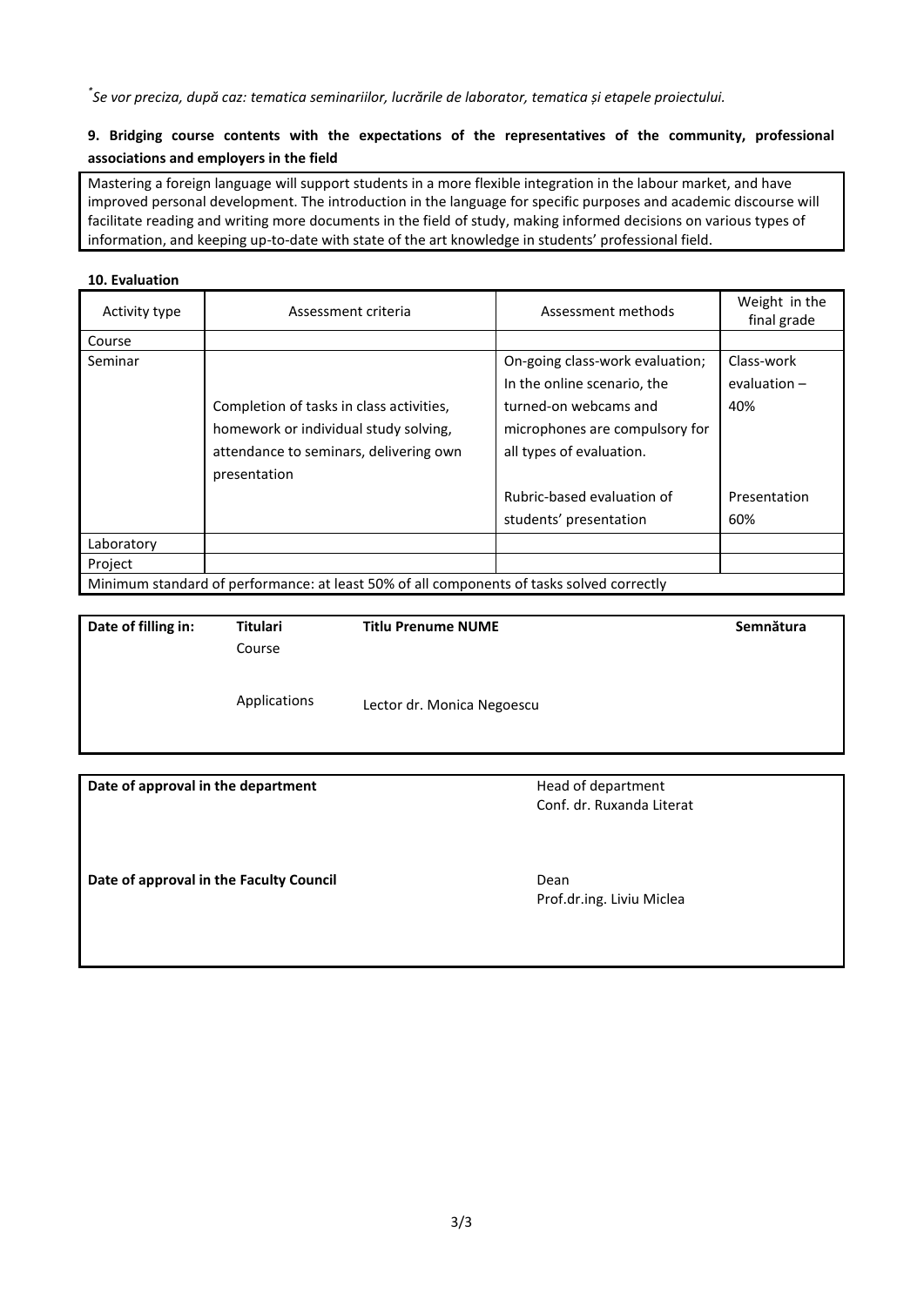*Se vor preciza, după caz: tematica seminariilor, lucrările de laborator, tematica și etapele proiectului.

**9. Bridging course contents with the expectations of the representatives of the community, professional associations and employers in the field**

Mastering a foreign language will support students in a more flexible integration in the labour market, and have improved personal development. The introduction in the language for specific purposes and academic discourse will facilitate reading and writing more documents in the field of study, making informed decisions on various types of information, and keeping up-to-date with state of the art knowledge in students' professional field.

**10. Evaluation**

| Activity type | Assessment criteria | Assessment methods | Weight in the final grade |
|---|---|---|---|
| Course | | | |
| Seminar | Completion of tasks in class activities, homework or individual study solving, attendance to seminars, delivering own presentation | On-going class-work evaluation; In the online scenario, the turned-on webcams and microphones are compulsory for all types of evaluation. | Class-work evaluation – 40% |
| | | Rubric-based evaluation of students' presentation | Presentation 60% |
| Laboratory | | | |
| Project | | | |
| Minimum standard of performance: at least 50% of all components of tasks solved correctly | | | |

| Date of filling in: | Titulari | Titlu Prenume NUME | Semnătura |
|---|---|---|---|
| | Course | | |
| | Applications | Lector dr. Monica Negoescu | |

| | |
|---|---|
| **Date of approval in the department** | Head of department<br>Conf. dr. Ruxanda Literat |
| **Date of approval in the Faculty Council** | Dean<br>Prof.dr.ing. Liviu Miclea |